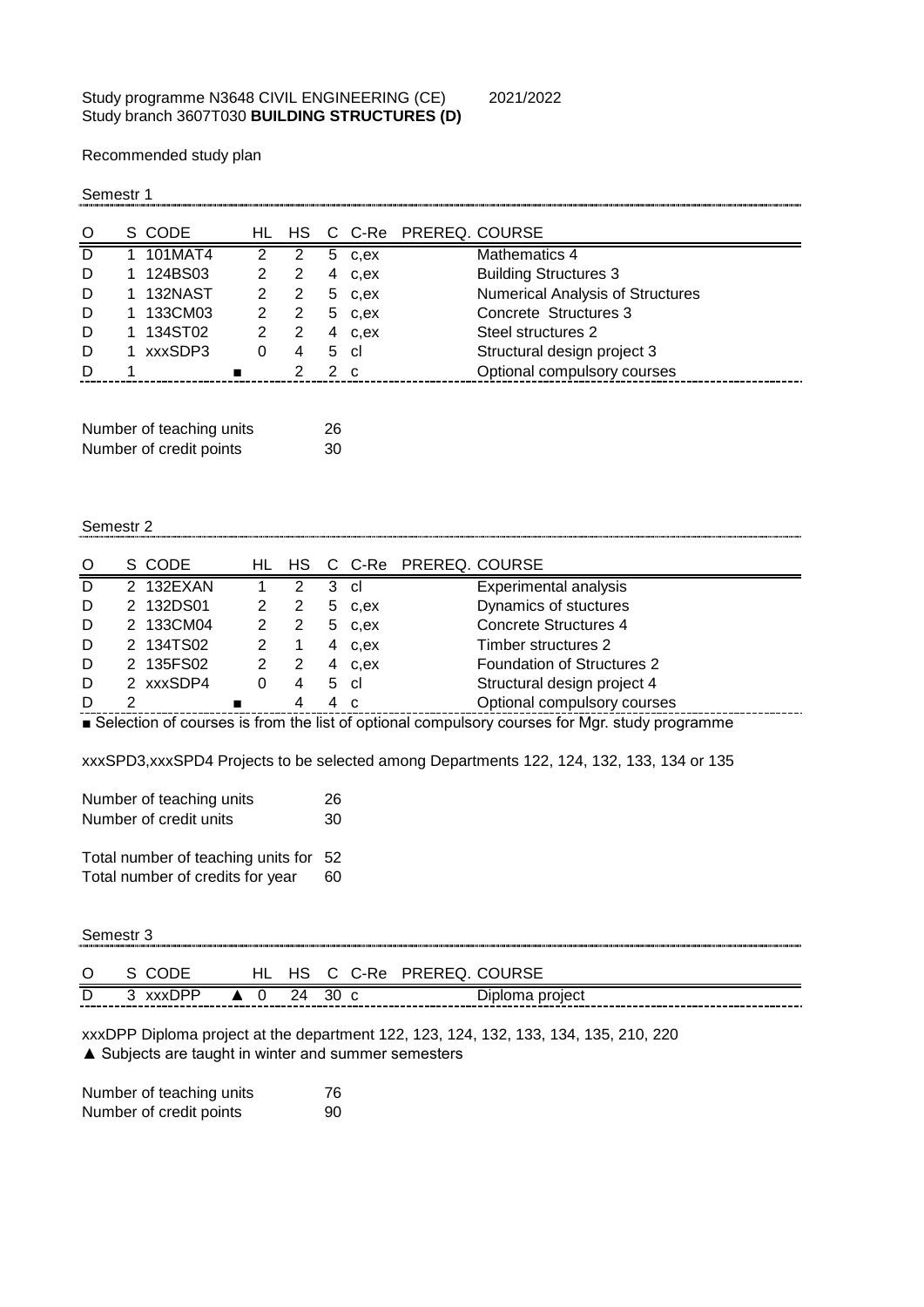Study programme N3648 CIVIL ENGINEERING (CE) 2021/2022
Study branch 3607T030 **BUILDING STRUCTURES (D)**

Recommended study plan

Semestr 1

| O | S | CODE | | HL | HS | C | C-Re | PREREQ. | COURSE |
|---|---|---|---|---|---|---|---|---|---|
| D | 1 | 101MAT4 | | 2 | 2 | 5 | c,ex | | Mathematics 4 |
| D | 1 | 124BS03 | | 2 | 2 | 4 | c,ex | | Building Structures 3 |
| D | 1 | 132NAST | | 2 | 2 | 5 | c,ex | | Numerical Analysis of Structures |
| D | 1 | 133CM03 | | 2 | 2 | 5 | c,ex | | Concrete Structures 3 |
| D | 1 | 134ST02 | | 2 | 2 | 4 | c,ex | | Steel structures 2 |
| D | 1 | xxxSDP3 | | 0 | 4 | 5 | cl | | Structural design project 3 |
| D | 1 | | ■ | | 2 | 2 | c | | Optional compulsory courses |

Number of teaching units 26
Number of credit points 30

Semestr 2

| O | S | CODE | | HL | HS | C | C-Re | PREREQ. | COURSE |
|---|---|---|---|---|---|---|---|---|---|
| D | 2 | 132EXAN | | 1 | 2 | 3 | cl | | Experimental analysis |
| D | 2 | 132DS01 | | 2 | 2 | 5 | c,ex | | Dynamics of stuctures |
| D | 2 | 133CM04 | | 2 | 2 | 5 | c,ex | | Concrete Structures 4 |
| D | 2 | 134TS02 | | 2 | 1 | 4 | c,ex | | Timber structures 2 |
| D | 2 | 135FS02 | | 2 | 2 | 4 | c,ex | | Foundation of Structures 2 |
| D | 2 | xxxSDP4 | | 0 | 4 | 5 | cl | | Structural design project 4 |
| D | 2 | | ■ | | 4 | 4 | c | | Optional compulsory courses |

■ Selection of courses is from the list of optional compulsory courses for Mgr. study programme

xxxSPD3,xxxSPD4 Projects to be selected among Departments 122, 124, 132, 133, 134 or 135

Number of teaching units 26
Number of credit units 30

Total number of teaching units for 52
Total number of credits for year 60

Semestr 3

| O | S | CODE | | HL | HS | C | C-Re | PREREQ. | COURSE |
|---|---|---|---|---|---|---|---|---|---|
| D | 3 | xxxDPP | ▲ | 0 | 24 | 30 | c | | Diploma project |

xxxDPP Diploma project at the department 122, 123, 124, 132, 133, 134, 135, 210, 220
▲ Subjects are taught in winter and summer semesters

Number of teaching units 76
Number of credit points 90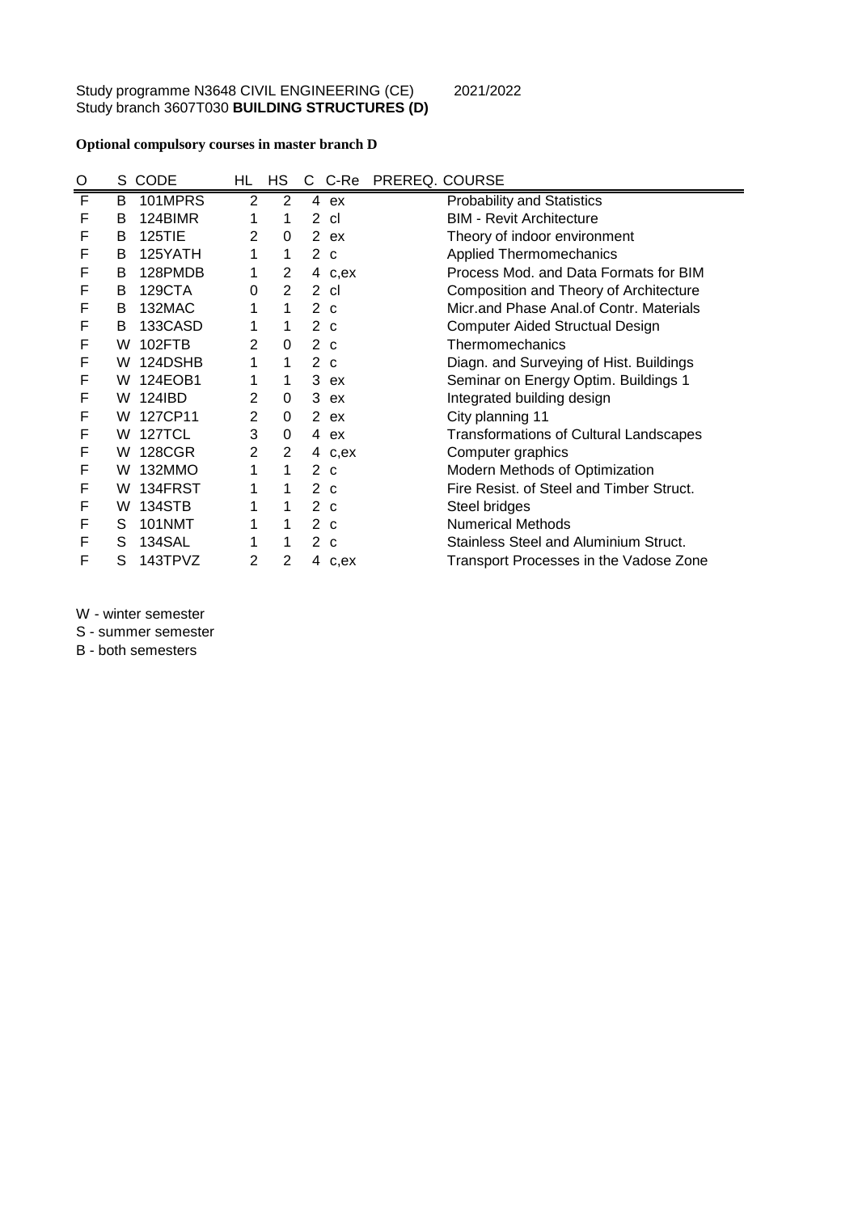Study programme N3648 CIVIL ENGINEERING (CE) 2021/2022
Study branch 3607T030 **BUILDING STRUCTURES (D)**

**Optional compulsory courses in master branch D**

| O | S | CODE | HL | HS | C | C-Re | PREREQ. | COURSE |
|---|---|---|---|---|---|---|---|---|
| F | B | 101MPRS | 2 | 2 | 4 | ex | | Probability and Statistics |
| F | B | 124BIMR | 1 | 1 | 2 | cl | | BIM - Revit Architecture |
| F | B | 125TIE | 2 | 0 | 2 | ex | | Theory of indoor environment |
| F | B | 125YATH | 1 | 1 | 2 | c | | Applied Thermomechanics |
| F | B | 128PMDB | 1 | 2 | 4 | c,ex | | Process Mod. and Data Formats for BIM |
| F | B | 129CTA | 0 | 2 | 2 | cl | | Composition and Theory of Architecture |
| F | B | 132MAC | 1 | 1 | 2 | c | | Micr.and Phase Anal.of Contr. Materials |
| F | B | 133CASD | 1 | 1 | 2 | c | | Computer Aided Structual Design |
| F | W | 102FTB | 2 | 0 | 2 | c | | Thermomechanics |
| F | W | 124DSHB | 1 | 1 | 2 | c | | Diagn. and Surveying of Hist. Buildings |
| F | W | 124EOB1 | 1 | 1 | 3 | ex | | Seminar on Energy Optim. Buildings 1 |
| F | W | 124IBD | 2 | 0 | 3 | ex | | Integrated building design |
| F | W | 127CP11 | 2 | 0 | 2 | ex | | City planning 11 |
| F | W | 127TCL | 3 | 0 | 4 | ex | | Transformations of Cultural Landscapes |
| F | W | 128CGR | 2 | 2 | 4 | c,ex | | Computer graphics |
| F | W | 132MMO | 1 | 1 | 2 | c | | Modern Methods of Optimization |
| F | W | 134FRST | 1 | 1 | 2 | c | | Fire Resist. of Steel and Timber Struct. |
| F | W | 134STB | 1 | 1 | 2 | c | | Steel bridges |
| F | S | 101NMT | 1 | 1 | 2 | c | | Numerical Methods |
| F | S | 134SAL | 1 | 1 | 2 | c | | Stainless Steel and Aluminium Struct. |
| F | S | 143TPVZ | 2 | 2 | 4 | c,ex | | Transport Processes in the Vadose Zone |

W - winter semester
S - summer semester
B - both semesters